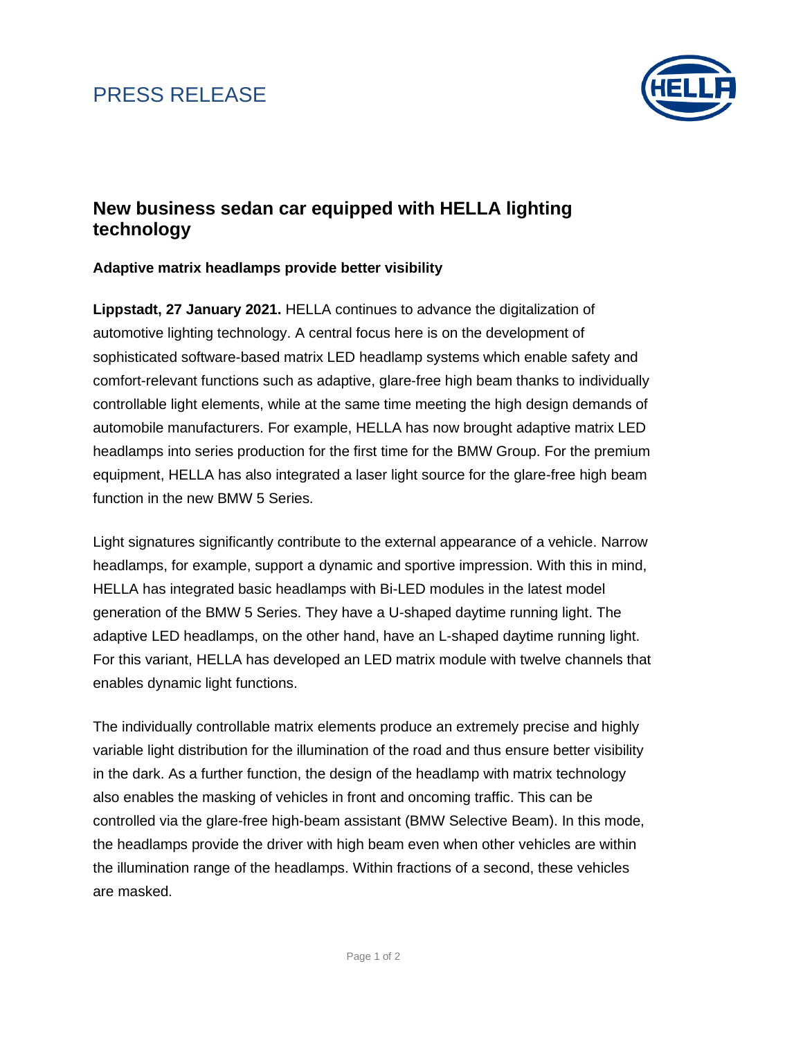PRESS RELEASE

# New business sedan car equipped with HELLA lighting technology

**Adaptive matrix headlamps provide better visibility**

**Lippstadt, 27 January 2021.** HELLA continues to advance the digitalization of automotive lighting technology. A central focus here is on the development of sophisticated software-based matrix LED headlamp systems which enable safety and comfort-relevant functions such as adaptive, glare-free high beam thanks to individually controllable light elements, while at the same time meeting the high design demands of automobile manufacturers. For example, HELLA has now brought adaptive matrix LED headlamps into series production for the first time for the BMW Group. For the premium equipment, HELLA has also integrated a laser light source for the glare-free high beam function in the new BMW 5 Series.

Light signatures significantly contribute to the external appearance of a vehicle. Narrow headlamps, for example, support a dynamic and sportive impression. With this in mind, HELLA has integrated basic headlamps with Bi-LED modules in the latest model generation of the BMW 5 Series. They have a U-shaped daytime running light. The adaptive LED headlamps, on the other hand, have an L-shaped daytime running light. For this variant, HELLA has developed an LED matrix module with twelve channels that enables dynamic light functions.

The individually controllable matrix elements produce an extremely precise and highly variable light distribution for the illumination of the road and thus ensure better visibility in the dark. As a further function, the design of the headlamp with matrix technology also enables the masking of vehicles in front and oncoming traffic. This can be controlled via the glare-free high-beam assistant (BMW Selective Beam). In this mode, the headlamps provide the driver with high beam even when other vehicles are within the illumination range of the headlamps. Within fractions of a second, these vehicles are masked.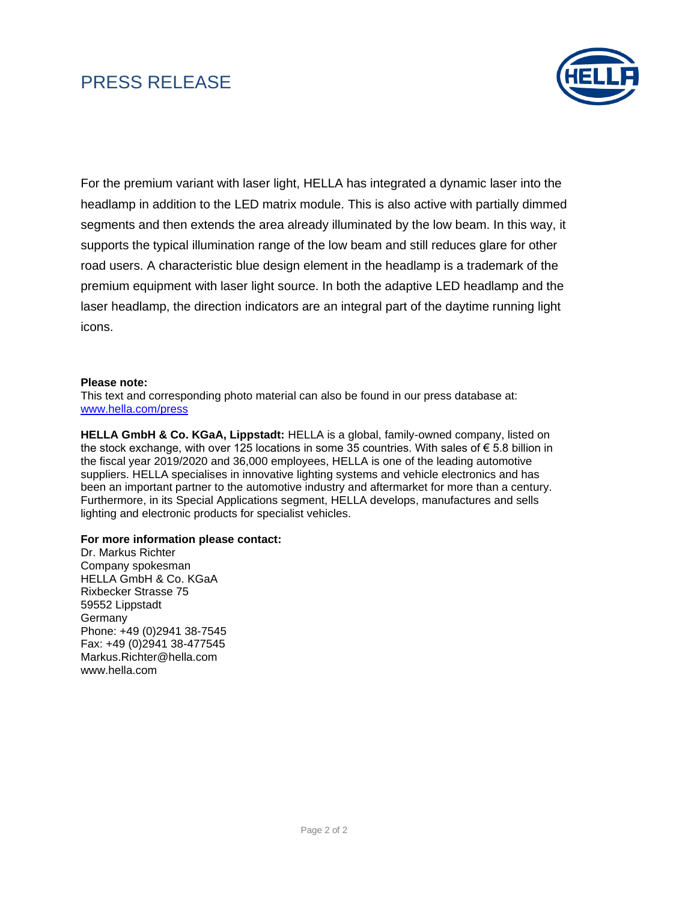For the premium variant with laser light, HELLA has integrated a dynamic laser into the headlamp in addition to the LED matrix module. This is also active with partially dimmed segments and then extends the area already illuminated by the low beam. In this way, it supports the typical illumination range of the low beam and still reduces glare for other road users. A characteristic blue design element in the headlamp is a trademark of the premium equipment with laser light source. In both the adaptive LED headlamp and the laser headlamp, the direction indicators are an integral part of the daytime running light icons.

**Please note:**
This text and corresponding photo material can also be found in our press database at: [www.hella.com/press](www.hella.com/press)

**HELLA GmbH & Co. KGaA, Lippstadt:** HELLA is a global, family-owned company, listed on the stock exchange, with over 125 locations in some 35 countries. With sales of € 5.8 billion in the fiscal year 2019/2020 and 36,000 employees, HELLA is one of the leading automotive suppliers. HELLA specialises in innovative lighting systems and vehicle electronics and has been an important partner to the automotive industry and aftermarket for more than a century. Furthermore, in its Special Applications segment, HELLA develops, manufactures and sells lighting and electronic products for specialist vehicles.

**For more information please contact:**
Dr. Markus Richter
Company spokesman
HELLA GmbH & Co. KGaA
Rixbecker Strasse 75
59552 Lippstadt
Germany
Phone: +49 (0)2941 38-7545
Fax: +49 (0)2941 38-477545
Markus.Richter@hella.com
www.hella.com